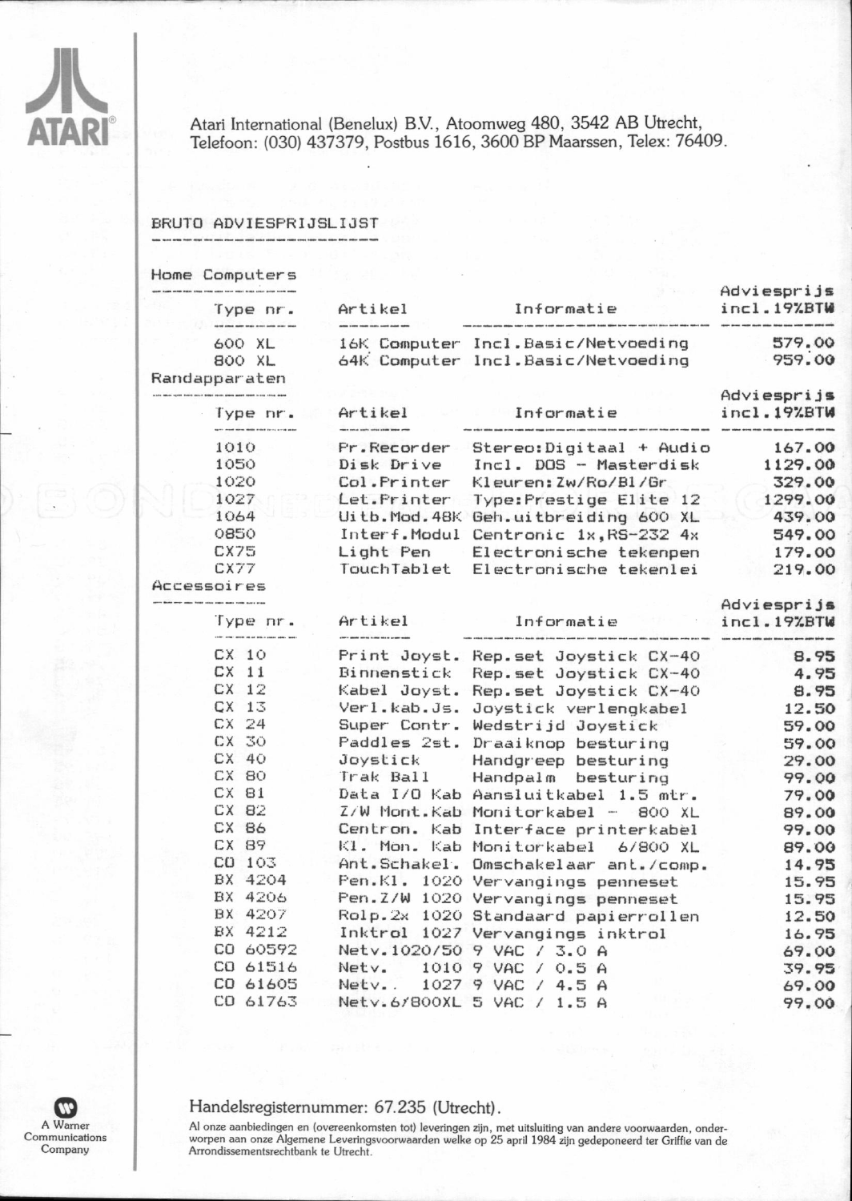ATARI

Atari International (Benelux) B.V., Atoomweg 480, 3542 AB Utrecht,
Telefoon: (030) 437379, Postbus 1616, 3600 BP Maarssen, Telex: 76409.

## BRUTO ADVIESPRIJSLIJST

### Home Computers

| Type nr. | Artikel | Informatie | Adviesprijs incl.19%BTW |
|---|---|---|---|
| 600 XL | 16K Computer | Incl.Basic/Netvoeding | 579.00 |
| 800 XL | 64K Computer | Incl.Basic/Netvoeding | 959.00 |

### Randapparaten

| Type nr. | Artikel | Informatie | Adviesprijs incl.19%BTW |
|---|---|---|---|
| 1010 | Pr.Recorder | Stereo:Digitaal + Audio | 167.00 |
| 1050 | Disk Drive | Incl. DOS - Masterdisk | 1129.00 |
| 1020 | Col.Printer | Kleuren:Zw/Ro/Bl/Gr | 329.00 |
| 1027 | Let.Printer | Type:Prestige Elite 12 | 1299.00 |
| 1064 | Uitb.Mod.48K | Geh.uitbreiding 600 XL | 439.00 |
| 0850 | Interf.Modul | Centronic 1x,RS-232 4x | 549.00 |
| CX75 | Light Pen | Electronische tekenpen | 179.00 |
| CX77 | TouchTablet | Electronische tekenlei | 219.00 |

### Accessoires

| Type nr. | Artikel | Informatie | Adviesprijs incl.19%BTW |
|---|---|---|---|
| CX 10 | Print Joyst. | Rep.set Joystick CX-40 | 8.95 |
| CX 11 | Binnenstick | Rep.set Joystick CX-40 | 4.95 |
| CX 12 | Kabel Joyst. | Rep.set Joystick CX-40 | 8.95 |
| CX 13 | Verl.kab.Js. | Joystick verlengkabel | 12.50 |
| CX 24 | Super Contr. | Wedstrijd Joystick | 59.00 |
| CX 30 | Paddles 2st. | Draaiknop besturing | 59.00 |
| CX 40 | Joystick | Handgreep besturing | 29.00 |
| CX 80 | Trak Ball | Handpalm besturing | 99.00 |
| CX 81 | Data I/O Kab | Aansluitkabel 1.5 mtr. | 79.00 |
| CX 82 | Z/W Mont.Kab | Monitorkabel - 800 XL | 89.00 |
| CX 86 | Centron. Kab | Interface printerkabel | 99.00 |
| CX 89 | Kl. Mon. Kab | Monitorkabel 6/800 XL | 89.00 |
| CO 103 | Ant.Schakel. | Omschakelaar ant./comp. | 14.95 |
| BX 4204 | Pen.Kl. 1020 | Vervangings penneset | 15.95 |
| BX 4206 | Pen.Z/W 1020 | Vervangings penneset | 15.95 |
| BX 4207 | Rolp.2x 1020 | Standaard papierrollen | 12.50 |
| BX 4212 | Inktrol 1027 | Vervangings inktrol | 16.95 |
| CO 60592 | Netv.1020/50 | 9 VAC / 3.0 A | 69.00 |
| CO 61516 | Netv. 1010 | 9 VAC / 0.5 A | 39.95 |
| CO 61605 | Netv.. 1027 | 9 VAC / 4.5 A | 69.00 |
| CO 61763 | Netv.6/800XL | 5 VAC / 1.5 A | 99.00 |

A Warner Communications Company

Handelsregisternummer: 67.235 (Utrecht).

Al onze aanbiedingen en (overeenkomsten tot) leveringen zijn, met uitsluiting van andere voorwaarden, onderworpen aan onze Algemene Leveringsvoorwaarden welke op 25 april 1984 zijn gedeponeerd ter Griffie van de Arrondissementsrechtbank te Utrecht.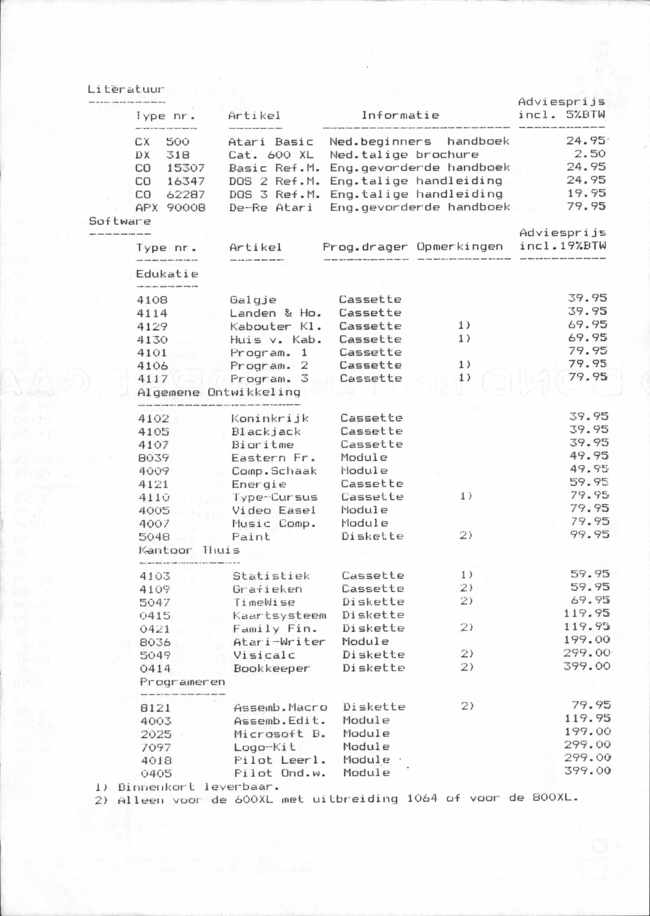## Literatuur

| Type nr. | Artikel | Informatie | Adviesprijs incl. 5%BTW |
|---|---|---|---|
| CX 500 | Atari Basic | Ned.beginners handboek | 24.95 |
| DX 318 | Cat. 600 XL | Ned.talige brochure | 2.50 |
| CO 15307 | Basic Ref.M. | Eng.gevorderde handboek | 24.95 |
| CO 16347 | DOS 2 Ref.M. | Eng.talige handleiding | 24.95 |
| CO 62287 | DOS 3 Ref.M. | Eng.talige handleiding | 19.95 |
| APX 90008 | De-Re Atari | Eng.gevorderde handboek | 79.95 |

## Software

| Type nr. | Artikel | Prog.drager | Opmerkingen | Adviesprijs incl.19%BTW |
|---|---|---|---|---|
| **Edukatie** | | | | |
| 4108 | Galgje | Cassette | | 39.95 |
| 4114 | Landen & Ho. | Cassette | | 39.95 |
| 4129 | Kabouter Kl. | Cassette | 1) | 69.95 |
| 4130 | Huis v. Kab. | Cassette | 1) | 69.95 |
| 4101 | Program. 1 | Cassette | | 79.95 |
| 4106 | Program. 2 | Cassette | 1) | 79.95 |
| 4117 | Program. 3 | Cassette | 1) | 79.95 |
| **Algemene Ontwikkeling** | | | | |
| 4102 | Koninkrijk | Cassette | | 39.95 |
| 4105 | Blackjack | Cassette | | 39.95 |
| 4107 | Bioritme | Cassette | | 39.95 |
| 8039 | Eastern Fr. | Module | | 49.95 |
| 4009 | Comp.Schaak | Module | | 49.95 |
| 4121 | Energie | Cassette | | 59.95 |
| 4110 | Type-Cursus | Cassette | 1) | 79.95 |
| 4005 | Video Easel | Module | | 79.95 |
| 4007 | Music Comp. | Module | | 79.95 |
| 5048 | Paint | Diskette | 2) | 99.95 |
| **Kantoor Thuis** | | | | |
| 4103 | Statistiek | Cassette | 1) | 59.95 |
| 4109 | Grafieken | Cassette | 2) | 59.95 |
| 5047 | TimeWise | Diskette | 2) | 69.95 |
| 0415 | Kaartsysteem | Diskette | | 119.95 |
| 0421 | Family Fin. | Diskette | 2) | 119.95 |
| 8036 | Atari-Writer | Module | | 199.00 |
| 5049 | Visicalc | Diskette | 2) | 299.00 |
| 0414 | Bookkeeper | Diskette | 2) | 399.00 |
| **Programeren** | | | | |
| 8121 | Assemb.Macro | Diskette | 2) | 79.95 |
| 4003 | Assemb.Edit. | Module | | 119.95 |
| 2025 | Microsoft B. | Module | | 199.00 |
| 7097 | Logo-Kit | Module | | 299.00 |
| 4018 | Pilot Leerl. | Module | | 299.00 |
| 0405 | Pilot Ond.w. | Module | | 399.00 |

1) Binnenkort leverbaar.
2) Alleen voor de 600XL met uitbreiding 1064 of voor de 800XL.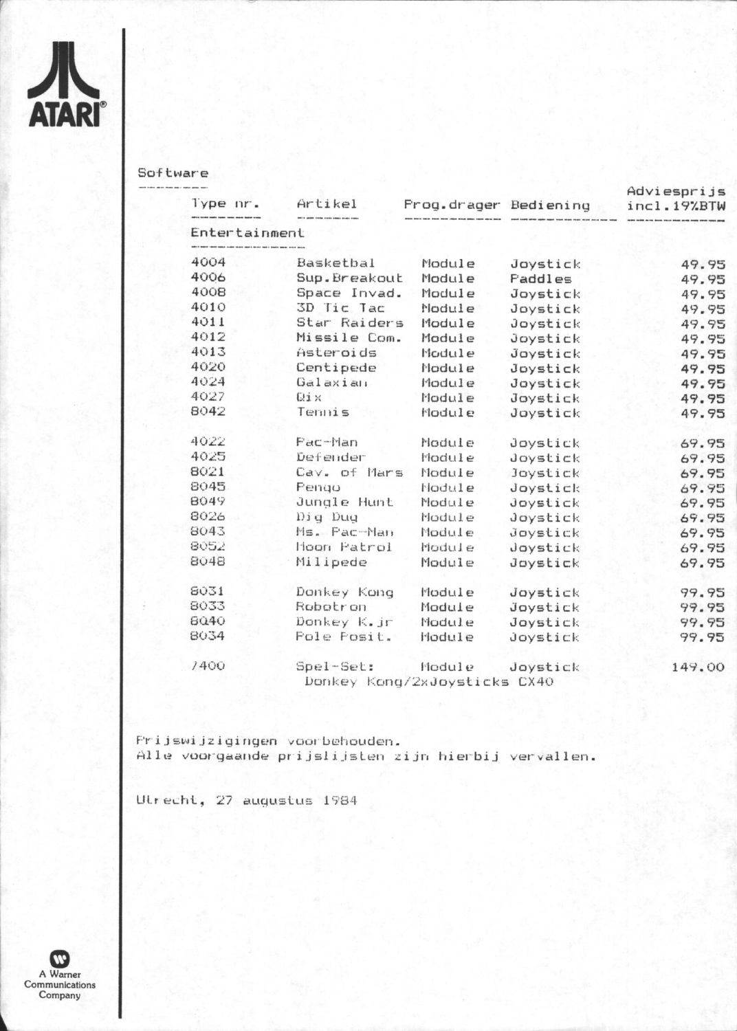## Software

| Type nr. | Artikel | Prog.drager | Bediening | Adviesprijs incl.19%BTW |
|---|---|---|---|---|
| **Entertainment** | | | | |
| 4004 | Basketbal | Module | Joystick | 49.95 |
| 4006 | Sup.Breakout | Module | Paddles | 49.95 |
| 4008 | Space Invad. | Module | Joystick | 49.95 |
| 4010 | 3D Tic Tac | Module | Joystick | 49.95 |
| 4011 | Star Raiders | Module | Joystick | 49.95 |
| 4012 | Missile Com. | Module | Joystick | 49.95 |
| 4013 | Asteroids | Module | Joystick | 49.95 |
| 4020 | Centipede | Module | Joystick | 49.95 |
| 4024 | Galaxian | Module | Joystick | 49.95 |
| 4027 | Qix | Module | Joystick | 49.95 |
| 8042 | Tennis | Module | Joystick | 49.95 |
| 4022 | Pac-Man | Module | Joystick | 69.95 |
| 4025 | Defender | Module | Joystick | 69.95 |
| 8021 | Cav. of Mars | Module | Joystick | 69.95 |
| 8045 | Pengo | Module | Joystick | 69.95 |
| 8049 | Jungle Hunt | Module | Joystick | 69.95 |
| 8026 | Dig Dug | Module | Joystick | 69.95 |
| 8043 | Ms. Pac-Man | Module | Joystick | 69.95 |
| 8052 | Moon Patrol | Module | Joystick | 69.95 |
| 8048 | Milipede | Module | Joystick | 69.95 |
| 8031 | Donkey Kong | Module | Joystick | 99.95 |
| 8033 | Robotron | Module | Joystick | 99.95 |
| 8040 | Donkey K.jr | Module | Joystick | 99.95 |
| 8034 | Pole Posit. | Module | Joystick | 99.95 |
| 7400 | Spel-Set: Donkey Kong/2xJoysticks CX40 | Module | Joystick | 149.00 |

Prijswijzigingen voorbehouden.
Alle voorgaande prijslijsten zijn hierbij vervallen.

Utrecht, 27 augustus 1984